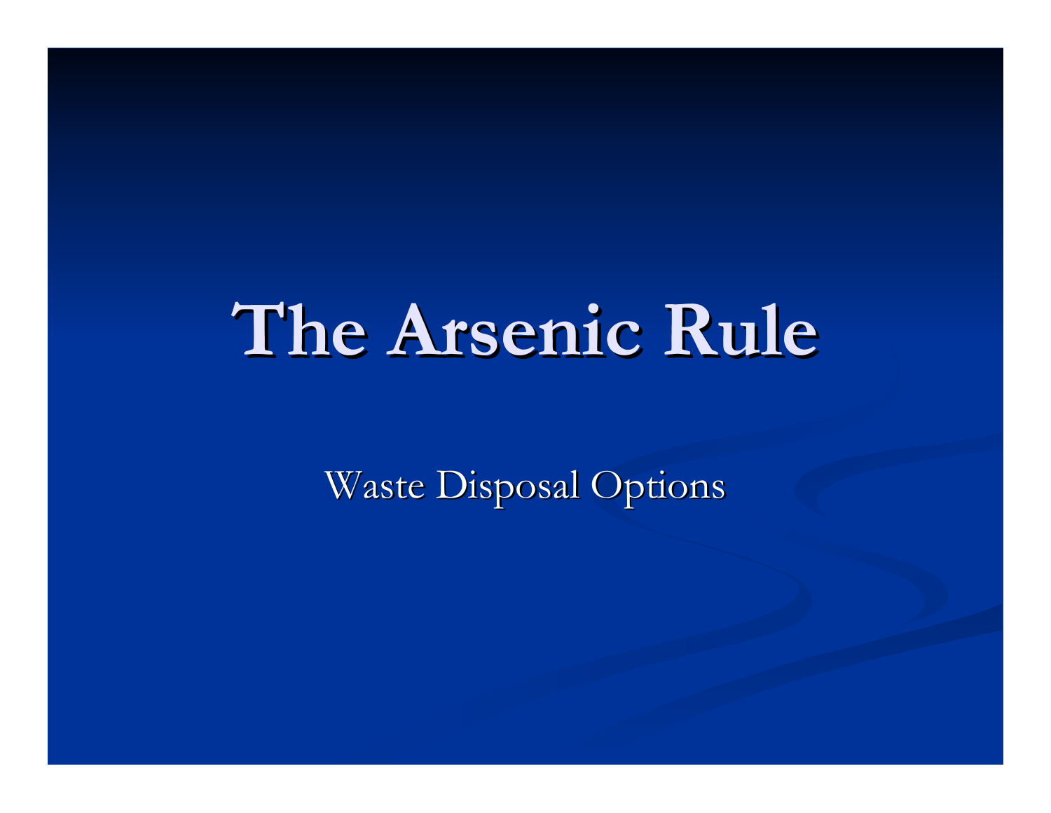# The Arsenic Rule

Waste Disposal Options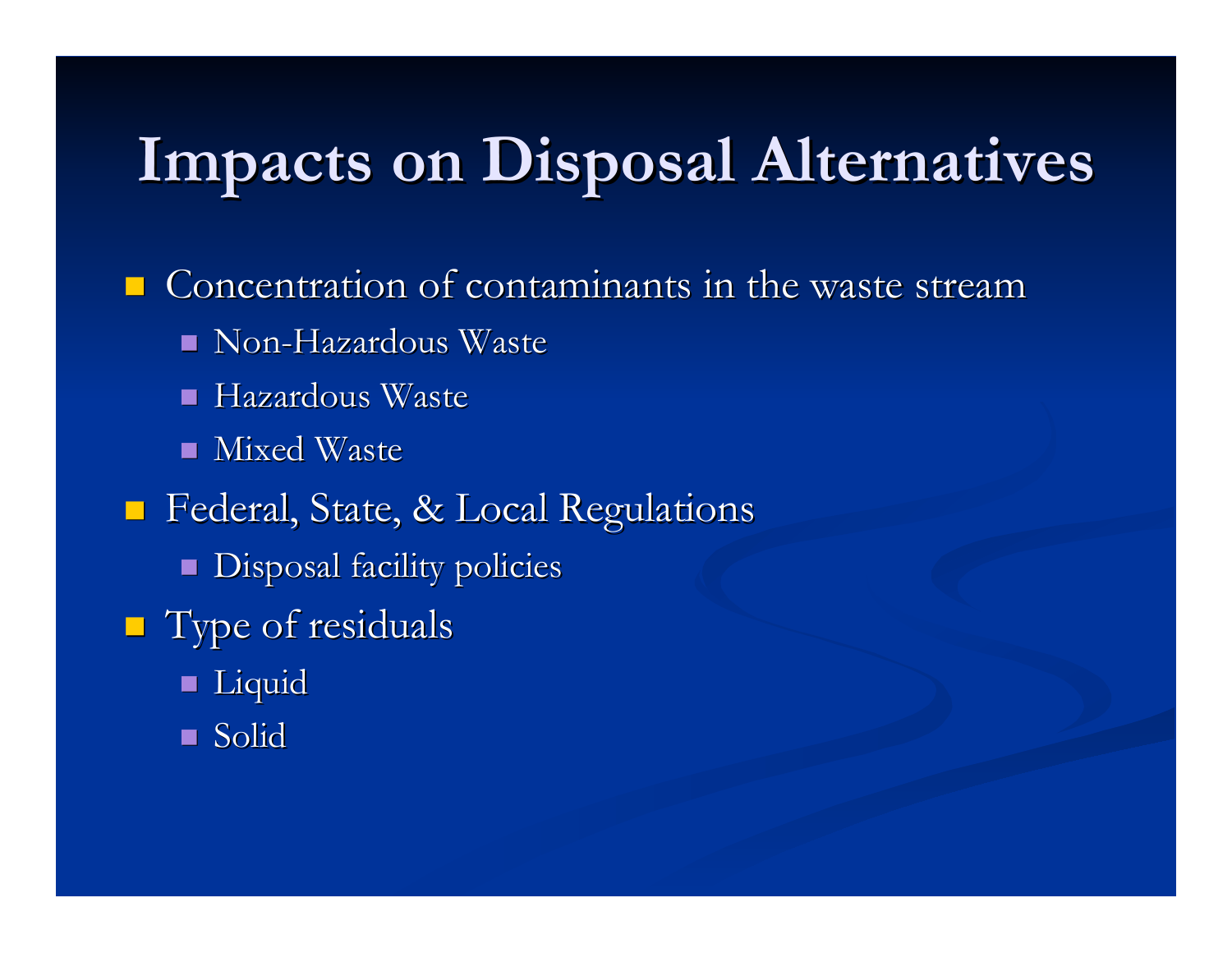# Impacts on Disposal Alternatives

- Concentration of contaminants in the waste stream
  - Non-Hazardous Waste
  - Hazardous Waste
  - Mixed Waste
- Federal, State, & Local Regulations
  - Disposal facility policies
- Type of residuals
  - Liquid
  - Solid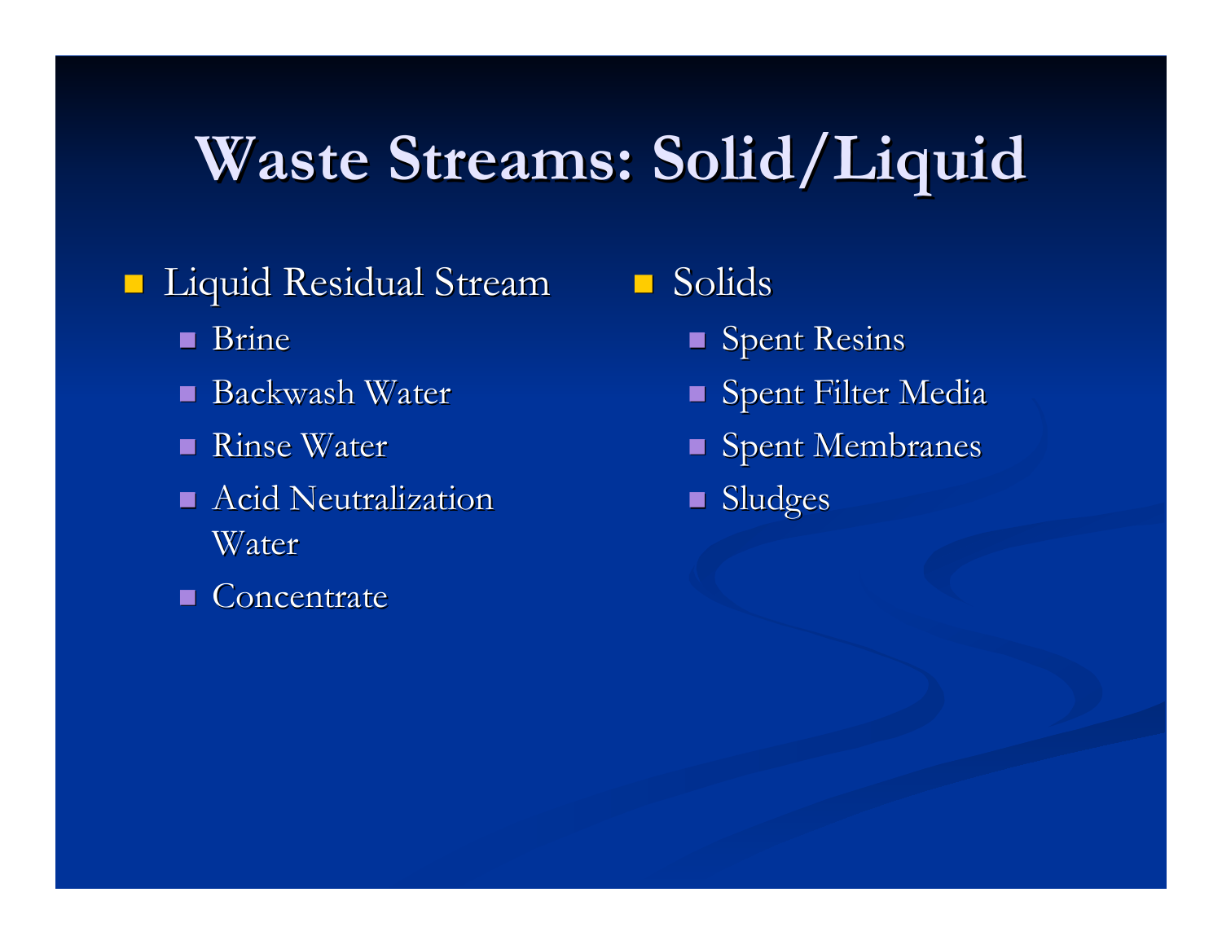# Waste Streams: Solid/Liquid

- Liquid Residual Stream
  - Brine
  - Backwash Water
  - Rinse Water
  - Acid Neutralization Water
  - Concentrate

- Solids
  - Spent Resins
  - Spent Filter Media
  - Spent Membranes
  - Sludges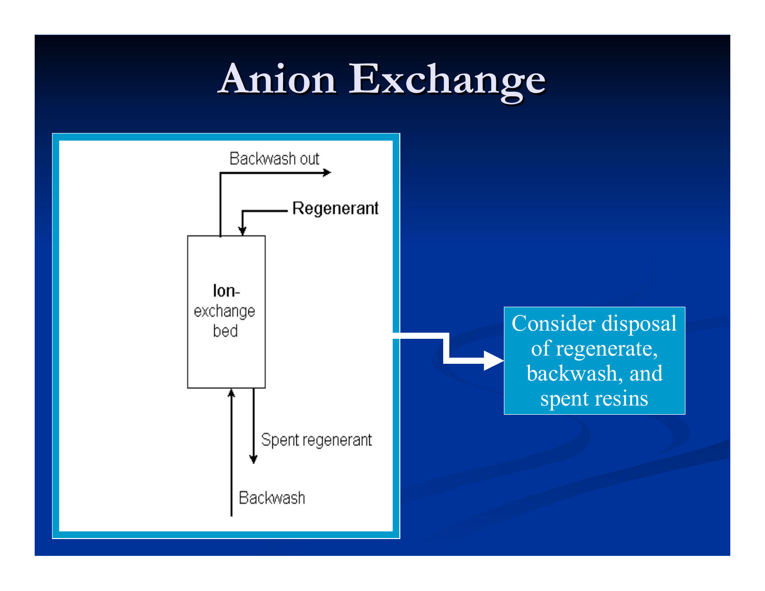# Anion Exchange

Backwash out

Regenerant

Ion-exchange bed

Spent regenerant

Backwash

Consider disposal of regenerate, backwash, and spent resins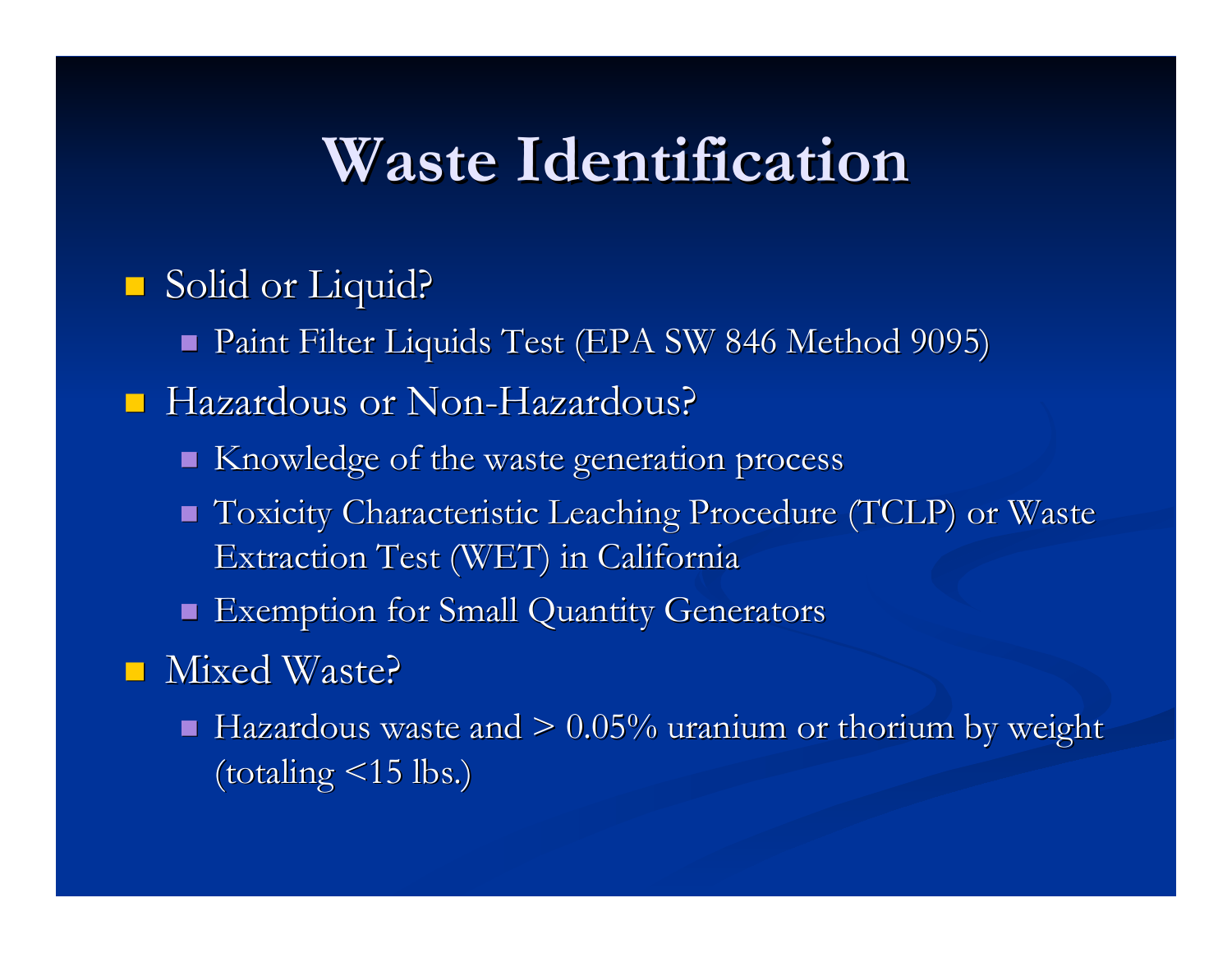# Waste Identification

- Solid or Liquid?
  - Paint Filter Liquids Test (EPA SW 846 Method 9095)
- Hazardous or Non-Hazardous?
  - Knowledge of the waste generation process
  - Toxicity Characteristic Leaching Procedure (TCLP) or Waste Extraction Test (WET) in California
  - Exemption for Small Quantity Generators
- Mixed Waste?
  - Hazardous waste and > 0.05% uranium or thorium by weight (totaling <15 lbs.)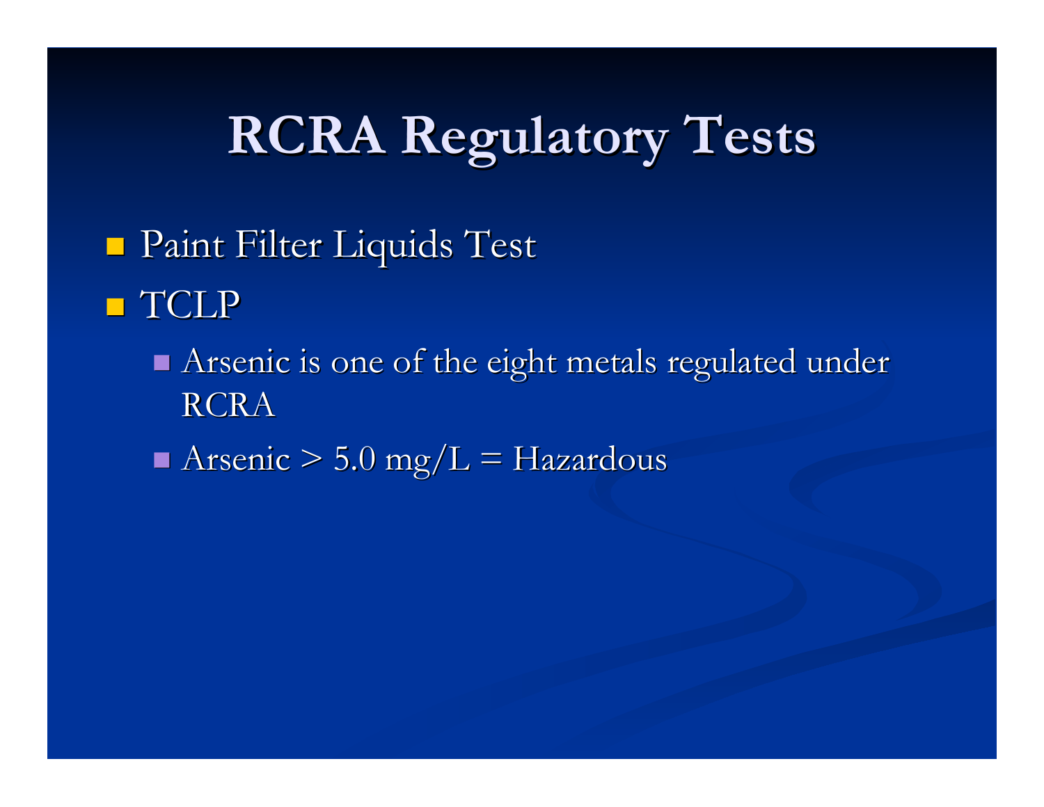# RCRA Regulatory Tests

- Paint Filter Liquids Test
- TCLP
  - Arsenic is one of the eight metals regulated under RCRA
  - Arsenic > 5.0 mg/L = Hazardous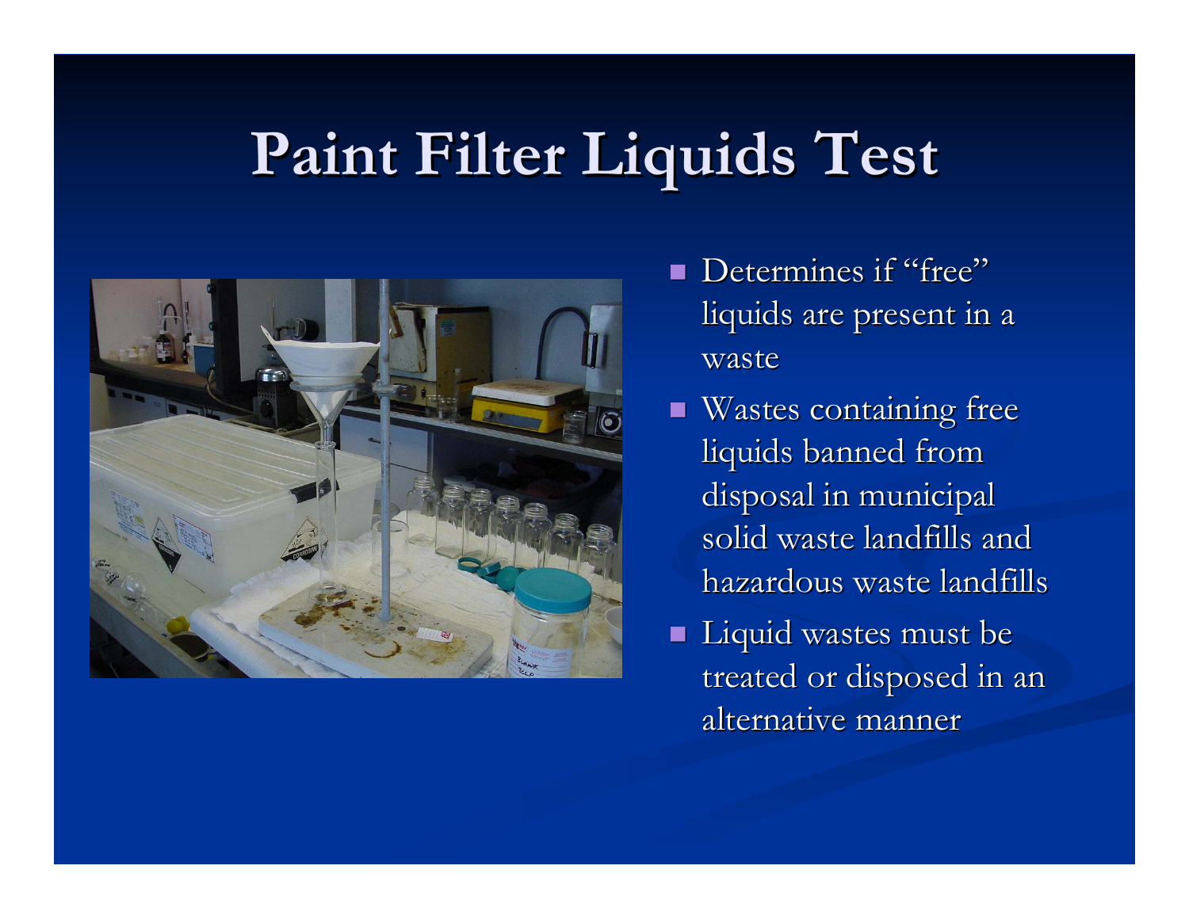# Paint Filter Liquids Test

- Determines if "free" liquids are present in a waste
- Wastes containing free liquids banned from disposal in municipal solid waste landfills and hazardous waste landfills
- Liquid wastes must be treated or disposed in an alternative manner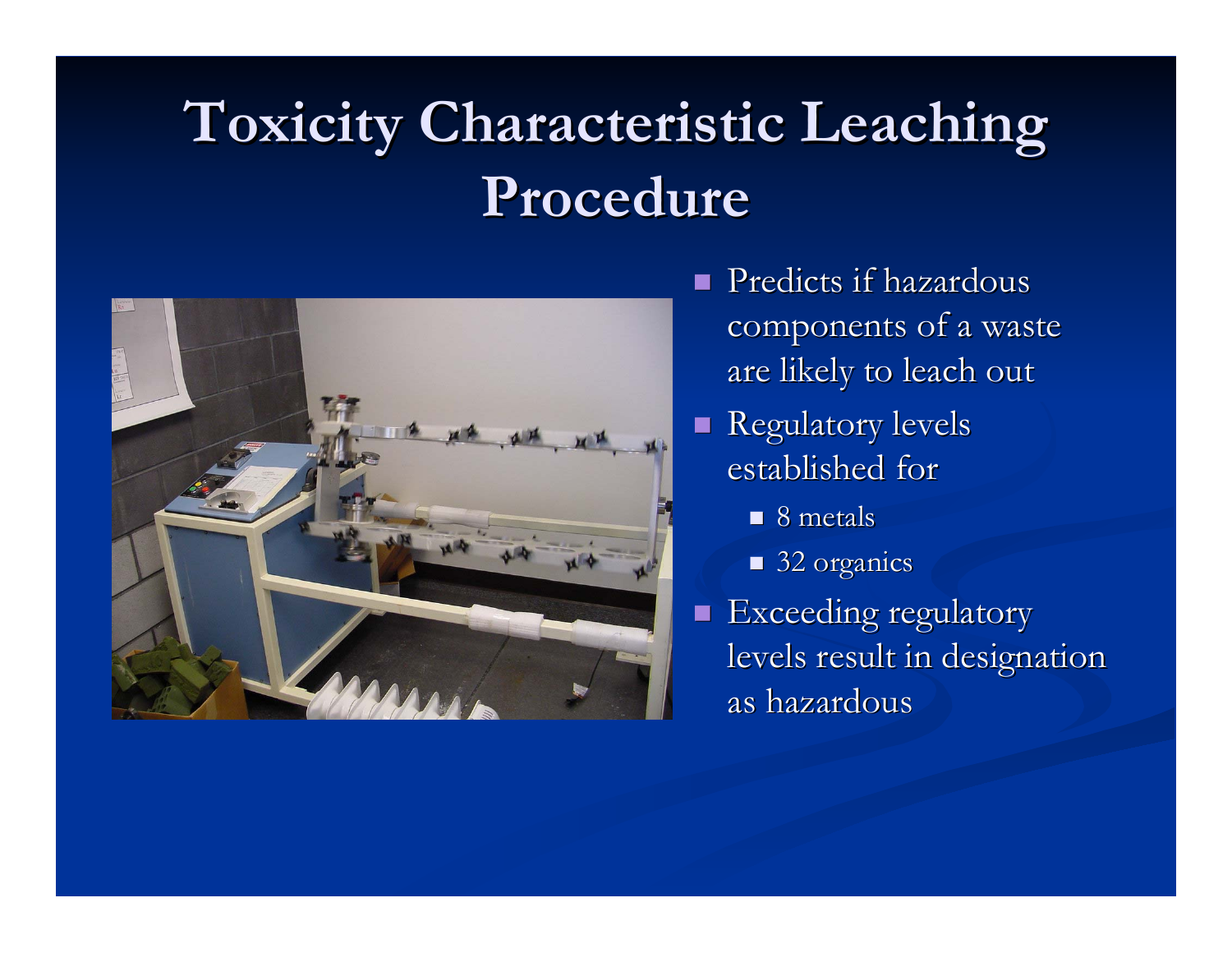# Toxicity Characteristic Leaching Procedure

- Predicts if hazardous components of a waste are likely to leach out
- Regulatory levels established for
  - 8 metals
  - 32 organics
- Exceeding regulatory levels result in designation as hazardous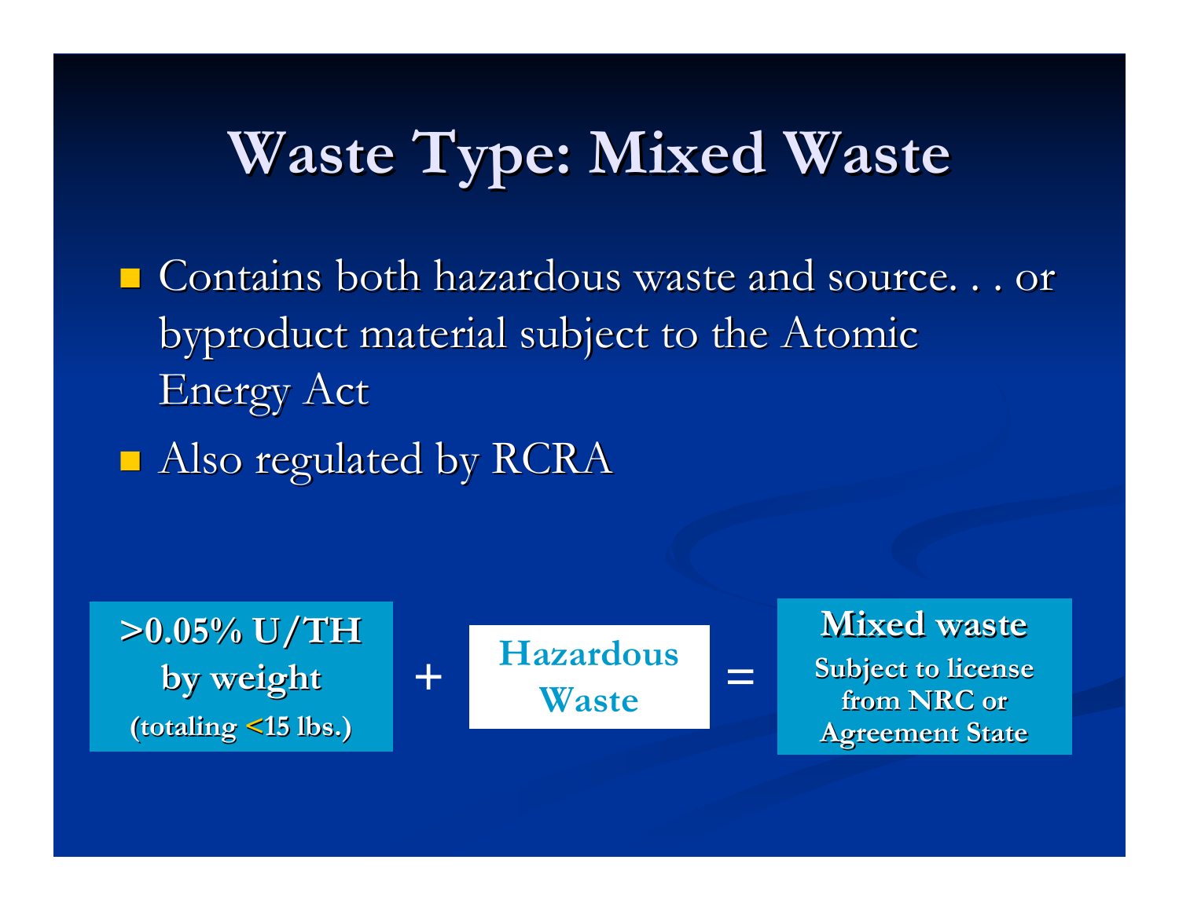# Waste Type: Mixed Waste

- Contains both hazardous waste and source. . . or byproduct material subject to the Atomic Energy Act
- Also regulated by RCRA

**>0.05% U/TH by weight (totaling <15 lbs.)** + **Hazardous Waste** = **Mixed waste** **Subject to license from NRC or Agreement State**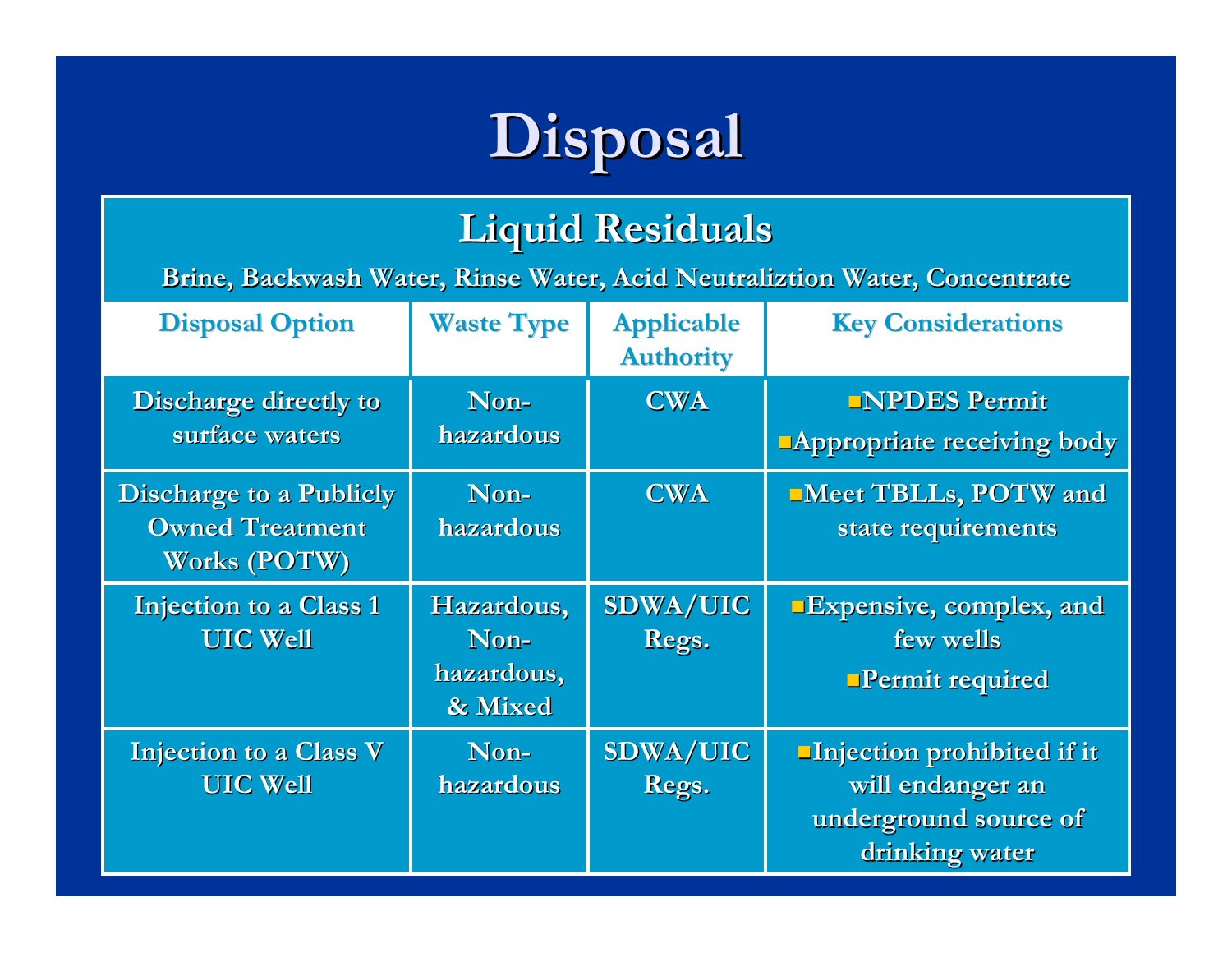# Disposal

## Liquid Residuals

**Brine, Backwash Water, Rinse Water, Acid Neutraliztion Water, Concentrate**

| Disposal Option | Waste Type | Applicable Authority | Key Considerations |
|---|---|---|---|
| Discharge directly to surface waters | Non-hazardous | CWA | ▪NPDES Permit<br>▪Appropriate receiving body |
| Discharge to a Publicly Owned Treatment Works (POTW) | Non-hazardous | CWA | ▪Meet TBLLs, POTW and state requirements |
| Injection to a Class 1 UIC Well | Hazardous, Non-hazardous, & Mixed | SDWA/UIC Regs. | ▪Expensive, complex, and few wells<br>▪Permit required |
| Injection to a Class V UIC Well | Non-hazardous | SDWA/UIC Regs. | ▪Injection prohibited if it will endanger an underground source of drinking water |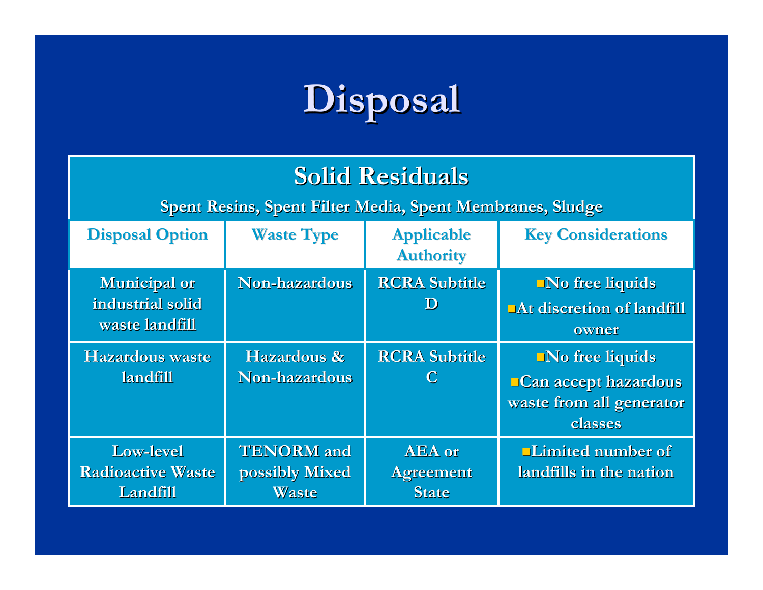# Disposal

## Solid Residuals

Spent Resins, Spent Filter Media, Spent Membranes, Sludge

| Disposal Option | Waste Type | Applicable Authority | Key Considerations |
|---|---|---|---|
| Municipal or industrial solid waste landfill | Non-hazardous | RCRA Subtitle D | ▪No free liquids<br>▪At discretion of landfill owner |
| Hazardous waste landfill | Hazardous & Non-hazardous | RCRA Subtitle C | ▪No free liquids<br>▪Can accept hazardous waste from all generator classes |
| Low-level Radioactive Waste Landfill | TENORM and possibly Mixed Waste | AEA or Agreement State | ▪Limited number of landfills in the nation |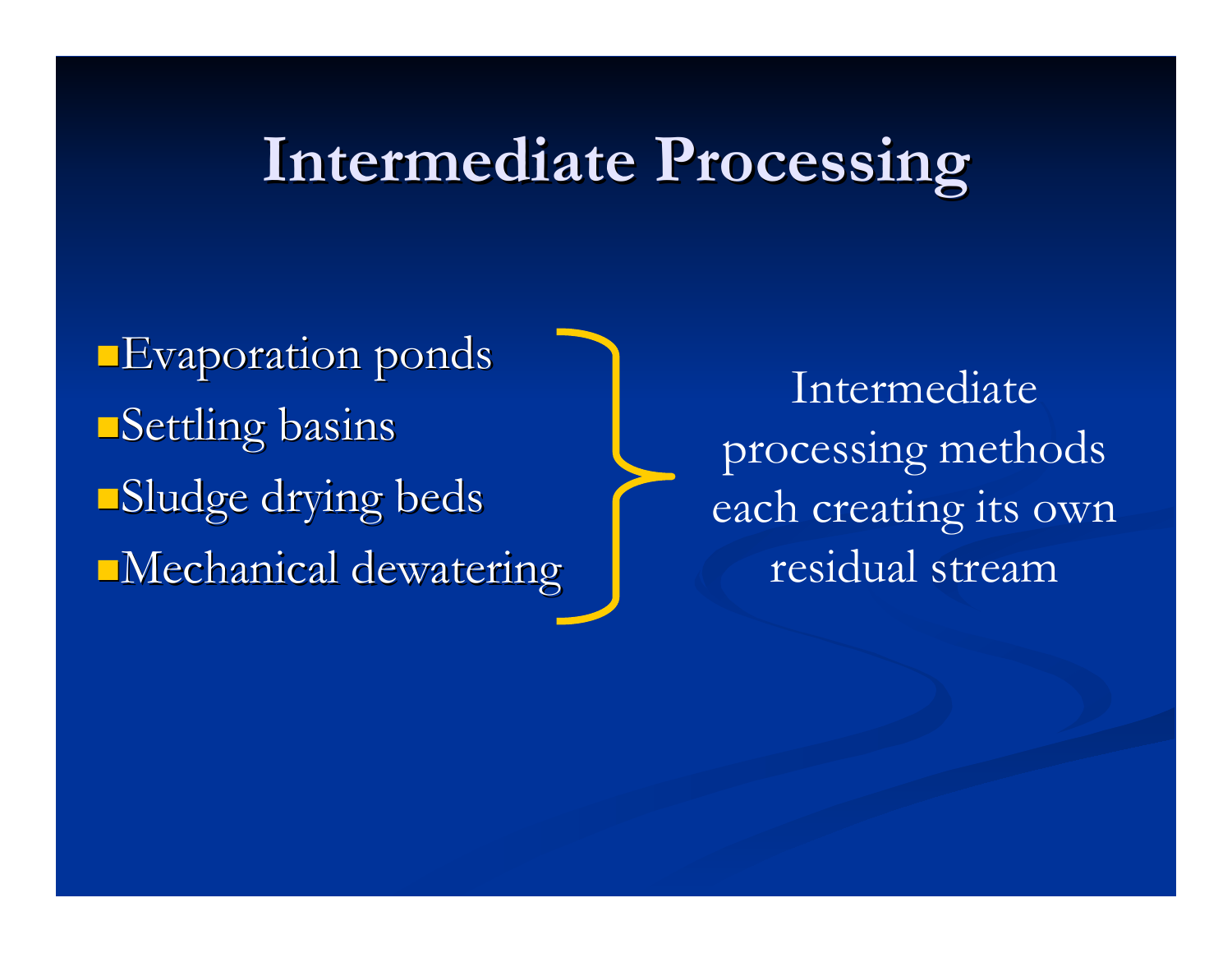# Intermediate Processing

- Evaporation ponds
- Settling basins
- Sludge drying beds
- Mechanical dewatering

Intermediate processing methods each creating its own residual stream